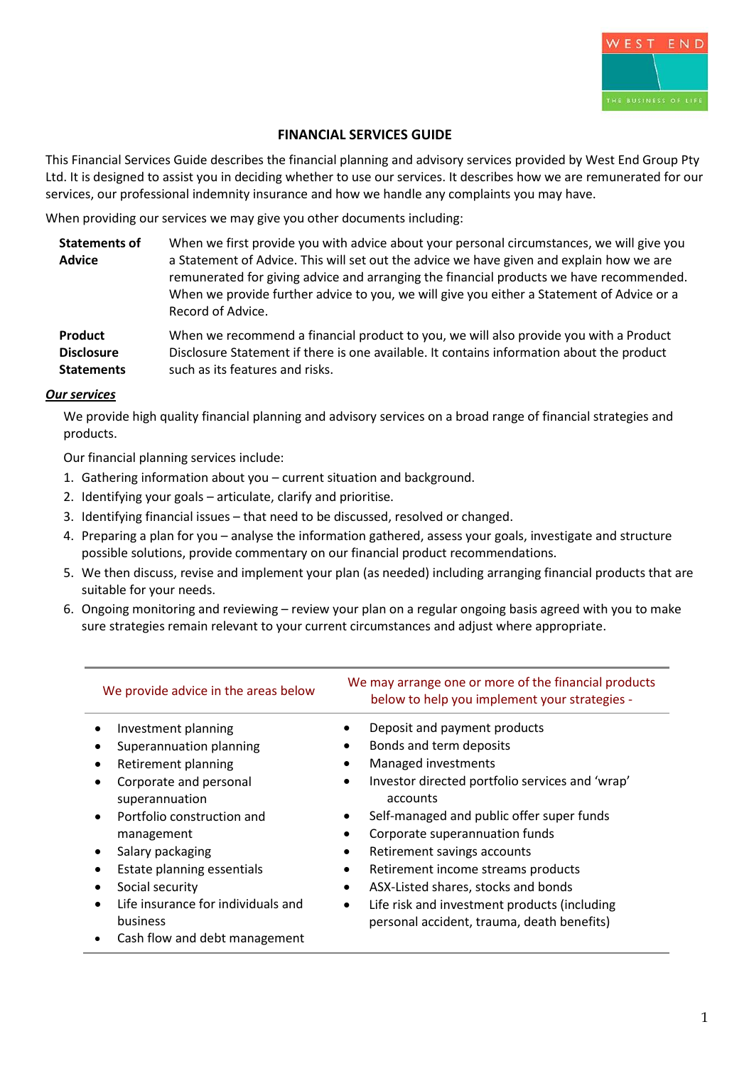# FINANCIAL SERVICES GUIDE

This Financial Services Guide describes the financial planning and advisory services provided by West End Group Pty Ltd. It is designed to assist you in deciding whether to use our services. It describes how we are remunerated for our services, our professional indemnity insurance and how we handle any complaints you may have.

When providing our services we may give you other documents including:

**Statements of Advice** When we first provide you with advice about your personal circumstances, we will give you a Statement of Advice. This will set out the advice we have given and explain how we are remunerated for giving advice and arranging the financial products we have recommended. When we provide further advice to you, we will give you either a Statement of Advice or a Record of Advice.

**Product Disclosure Statements** When we recommend a financial product to you, we will also provide you with a Product Disclosure Statement if there is one available. It contains information about the product such as its features and risks.

***Our services***

We provide high quality financial planning and advisory services on a broad range of financial strategies and products.

Our financial planning services include:

1. Gathering information about you – current situation and background.
2. Identifying your goals – articulate, clarify and prioritise.
3. Identifying financial issues – that need to be discussed, resolved or changed.
4. Preparing a plan for you – analyse the information gathered, assess your goals, investigate and structure possible solutions, provide commentary on our financial product recommendations.
5. We then discuss, revise and implement your plan (as needed) including arranging financial products that are suitable for your needs.
6. Ongoing monitoring and reviewing – review your plan on a regular ongoing basis agreed with you to make sure strategies remain relevant to your current circumstances and adjust where appropriate.

| We provide advice in the areas below | We may arrange one or more of the financial products below to help you implement your strategies - |
|---|---|
| • Investment planning<br>• Superannuation planning<br>• Retirement planning<br>• Corporate and personal superannuation<br>• Portfolio construction and management<br>• Salary packaging<br>• Estate planning essentials<br>• Social security<br>• Life insurance for individuals and business<br>• Cash flow and debt management | • Deposit and payment products<br>• Bonds and term deposits<br>• Managed investments<br>• Investor directed portfolio services and 'wrap' accounts<br>• Self-managed and public offer super funds<br>• Corporate superannuation funds<br>• Retirement savings accounts<br>• Retirement income streams products<br>• ASX-Listed shares, stocks and bonds<br>• Life risk and investment products (including personal accident, trauma, death benefits) |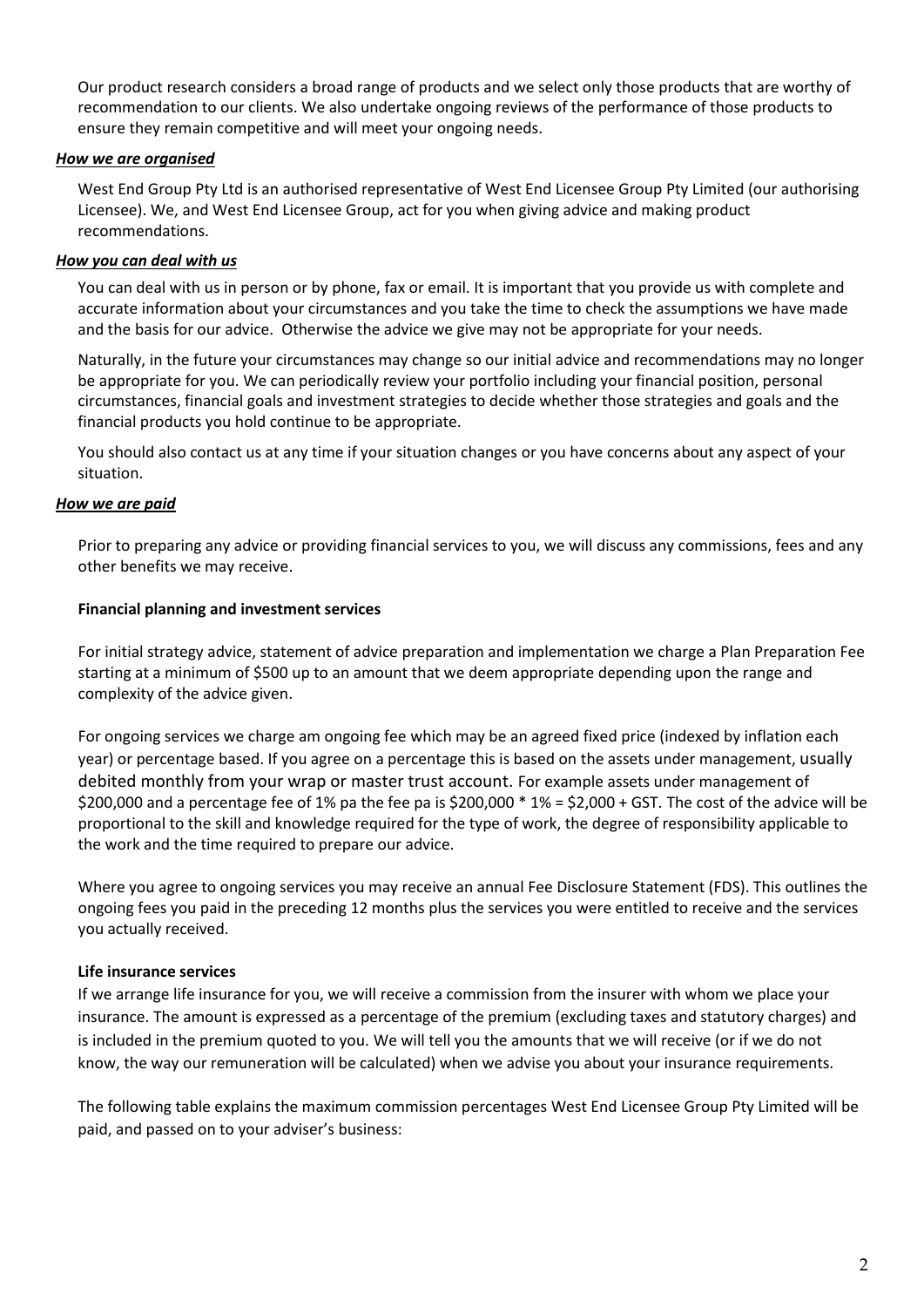Our product research considers a broad range of products and we select only those products that are worthy of recommendation to our clients. We also undertake ongoing reviews of the performance of those products to ensure they remain competitive and will meet your ongoing needs.

***How we are organised***

West End Group Pty Ltd is an authorised representative of West End Licensee Group Pty Limited (our authorising Licensee). We, and West End Licensee Group, act for you when giving advice and making product recommendations.

***How you can deal with us***

You can deal with us in person or by phone, fax or email. It is important that you provide us with complete and accurate information about your circumstances and you take the time to check the assumptions we have made and the basis for our advice. Otherwise the advice we give may not be appropriate for your needs.

Naturally, in the future your circumstances may change so our initial advice and recommendations may no longer be appropriate for you. We can periodically review your portfolio including your financial position, personal circumstances, financial goals and investment strategies to decide whether those strategies and goals and the financial products you hold continue to be appropriate.

You should also contact us at any time if your situation changes or you have concerns about any aspect of your situation.

***How we are paid***

Prior to preparing any advice or providing financial services to you, we will discuss any commissions, fees and any other benefits we may receive.

**Financial planning and investment services**

For initial strategy advice, statement of advice preparation and implementation we charge a Plan Preparation Fee starting at a minimum of $500 up to an amount that we deem appropriate depending upon the range and complexity of the advice given.

For ongoing services we charge am ongoing fee which may be an agreed fixed price (indexed by inflation each year) or percentage based. If you agree on a percentage this is based on the assets under management, usually debited monthly from your wrap or master trust account. For example assets under management of $200,000 and a percentage fee of 1% pa the fee pa is $200,000 * 1% = $2,000 + GST. The cost of the advice will be proportional to the skill and knowledge required for the type of work, the degree of responsibility applicable to the work and the time required to prepare our advice.

Where you agree to ongoing services you may receive an annual Fee Disclosure Statement (FDS). This outlines the ongoing fees you paid in the preceding 12 months plus the services you were entitled to receive and the services you actually received.

**Life insurance services**

If we arrange life insurance for you, we will receive a commission from the insurer with whom we place your insurance. The amount is expressed as a percentage of the premium (excluding taxes and statutory charges) and is included in the premium quoted to you. We will tell you the amounts that we will receive (or if we do not know, the way our remuneration will be calculated) when we advise you about your insurance requirements.

The following table explains the maximum commission percentages West End Licensee Group Pty Limited will be paid, and passed on to your adviser's business: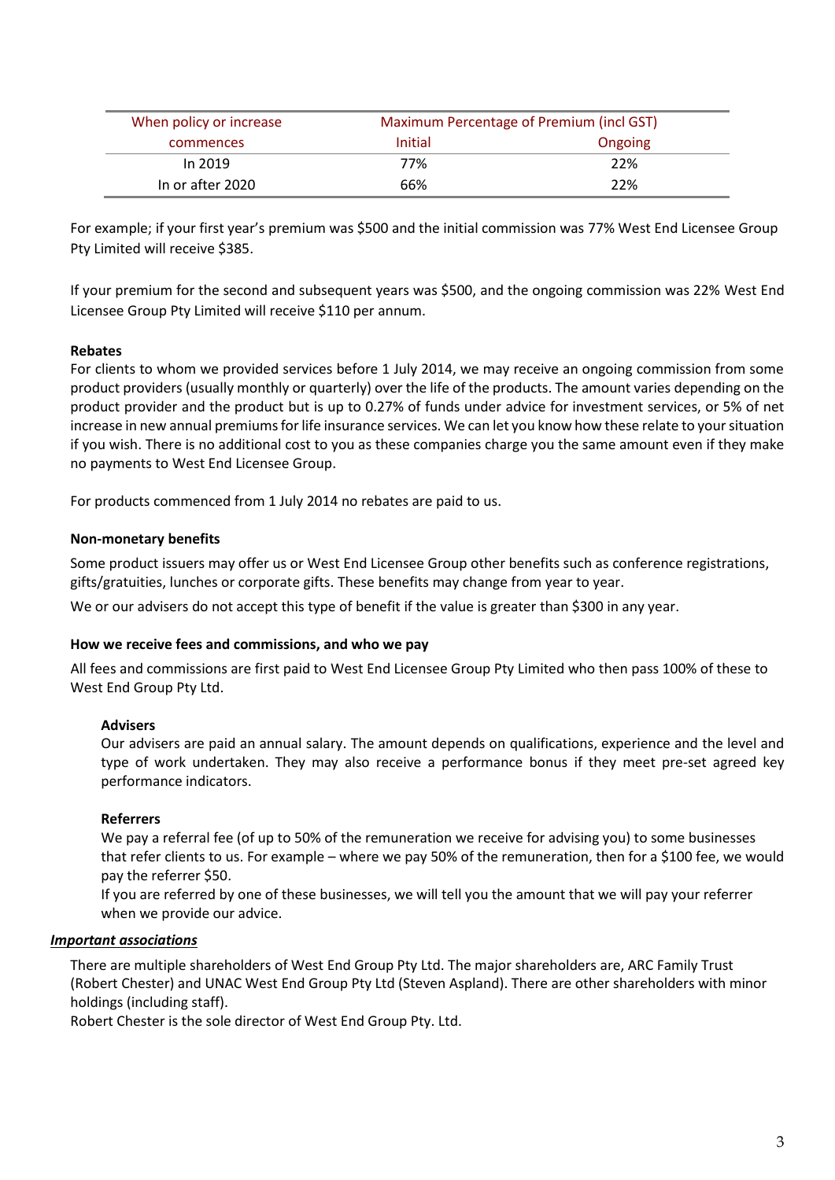| When policy or increase commences | Maximum Percentage of Premium (incl GST) | |
|---|---|---|
| | Initial | Ongoing |
| In 2019 | 77% | 22% |
| In or after 2020 | 66% | 22% |

For example; if your first year's premium was $500 and the initial commission was 77% West End Licensee Group Pty Limited will receive $385.

If your premium for the second and subsequent years was $500, and the ongoing commission was 22% West End Licensee Group Pty Limited will receive $110 per annum.

**Rebates**

For clients to whom we provided services before 1 July 2014, we may receive an ongoing commission from some product providers (usually monthly or quarterly) over the life of the products. The amount varies depending on the product provider and the product but is up to 0.27% of funds under advice for investment services, or 5% of net increase in new annual premiums for life insurance services. We can let you know how these relate to your situation if you wish. There is no additional cost to you as these companies charge you the same amount even if they make no payments to West End Licensee Group.

For products commenced from 1 July 2014 no rebates are paid to us.

**Non-monetary benefits**

Some product issuers may offer us or West End Licensee Group other benefits such as conference registrations, gifts/gratuities, lunches or corporate gifts. These benefits may change from year to year.

We or our advisers do not accept this type of benefit if the value is greater than $300 in any year.

**How we receive fees and commissions, and who we pay**

All fees and commissions are first paid to West End Licensee Group Pty Limited who then pass 100% of these to West End Group Pty Ltd.

**Advisers**

Our advisers are paid an annual salary. The amount depends on qualifications, experience and the level and type of work undertaken. They may also receive a performance bonus if they meet pre-set agreed key performance indicators.

**Referrers**

We pay a referral fee (of up to 50% of the remuneration we receive for advising you) to some businesses that refer clients to us. For example – where we pay 50% of the remuneration, then for a $100 fee, we would pay the referrer $50.

If you are referred by one of these businesses, we will tell you the amount that we will pay your referrer when we provide our advice.

***Important associations***

There are multiple shareholders of West End Group Pty Ltd. The major shareholders are, ARC Family Trust (Robert Chester) and UNAC West End Group Pty Ltd (Steven Aspland). There are other shareholders with minor holdings (including staff).

Robert Chester is the sole director of West End Group Pty. Ltd.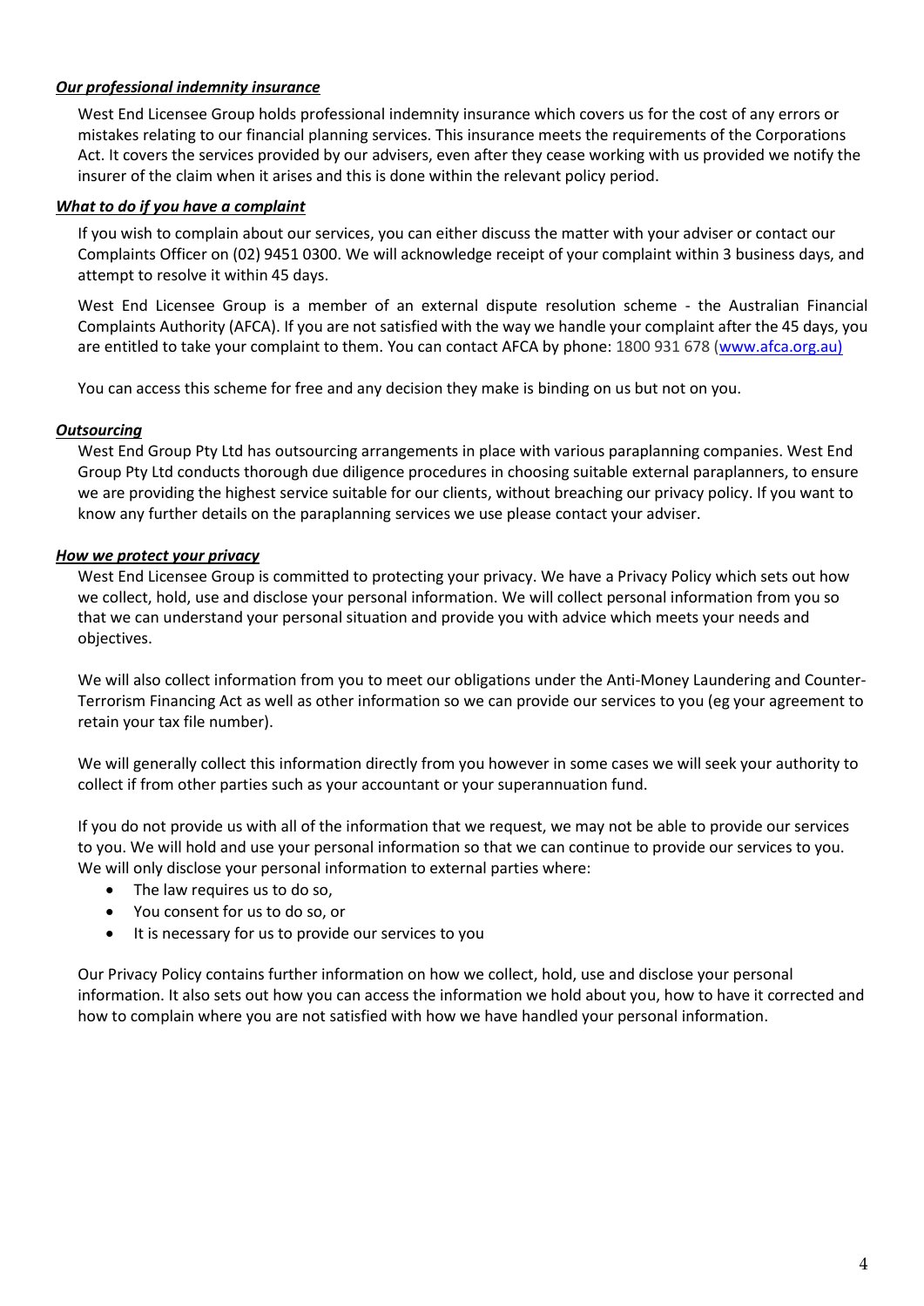***Our professional indemnity insurance***

West End Licensee Group holds professional indemnity insurance which covers us for the cost of any errors or mistakes relating to our financial planning services. This insurance meets the requirements of the Corporations Act. It covers the services provided by our advisers, even after they cease working with us provided we notify the insurer of the claim when it arises and this is done within the relevant policy period.

***What to do if you have a complaint***

If you wish to complain about our services, you can either discuss the matter with your adviser or contact our Complaints Officer on (02) 9451 0300. We will acknowledge receipt of your complaint within 3 business days, and attempt to resolve it within 45 days.

West End Licensee Group is a member of an external dispute resolution scheme - the Australian Financial Complaints Authority (AFCA). If you are not satisfied with the way we handle your complaint after the 45 days, you are entitled to take your complaint to them. You can contact AFCA by phone: 1800 931 678 (www.afca.org.au)

You can access this scheme for free and any decision they make is binding on us but not on you.

***Outsourcing***

West End Group Pty Ltd has outsourcing arrangements in place with various paraplanning companies. West End Group Pty Ltd conducts thorough due diligence procedures in choosing suitable external paraplanners, to ensure we are providing the highest service suitable for our clients, without breaching our privacy policy. If you want to know any further details on the paraplanning services we use please contact your adviser.

***How we protect your privacy***

West End Licensee Group is committed to protecting your privacy. We have a Privacy Policy which sets out how we collect, hold, use and disclose your personal information. We will collect personal information from you so that we can understand your personal situation and provide you with advice which meets your needs and objectives.

We will also collect information from you to meet our obligations under the Anti-Money Laundering and Counter-Terrorism Financing Act as well as other information so we can provide our services to you (eg your agreement to retain your tax file number).

We will generally collect this information directly from you however in some cases we will seek your authority to collect if from other parties such as your accountant or your superannuation fund.

If you do not provide us with all of the information that we request, we may not be able to provide our services to you. We will hold and use your personal information so that we can continue to provide our services to you. We will only disclose your personal information to external parties where:

- The law requires us to do so,
- You consent for us to do so, or
- It is necessary for us to provide our services to you

Our Privacy Policy contains further information on how we collect, hold, use and disclose your personal information. It also sets out how you can access the information we hold about you, how to have it corrected and how to complain where you are not satisfied with how we have handled your personal information.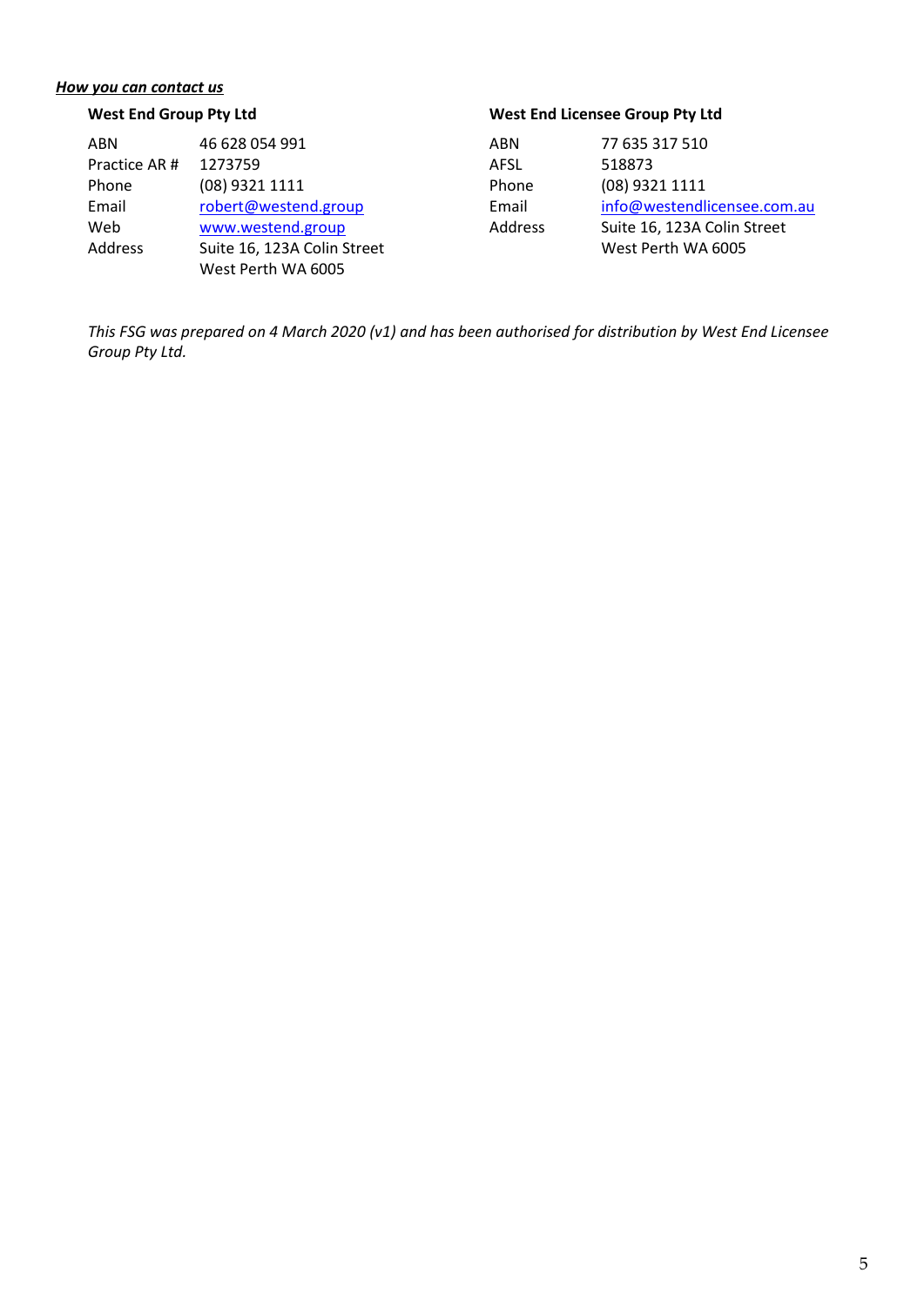***How you can contact us***

**West End Group Pty Ltd**

| | |
|---|---|
| ABN | 46 628 054 991 |
| Practice AR # | 1273759 |
| Phone | (08) 9321 1111 |
| Email | robert@westend.group |
| Web | www.westend.group |
| Address | Suite 16, 123A Colin Street<br>West Perth WA 6005 |

**West End Licensee Group Pty Ltd**

| | |
|---|---|
| ABN | 77 635 317 510 |
| AFSL | 518873 |
| Phone | (08) 9321 1111 |
| Email | info@westendlicensee.com.au |
| Address | Suite 16, 123A Colin Street<br>West Perth WA 6005 |

*This FSG was prepared on 4 March 2020 (v1) and has been authorised for distribution by West End Licensee Group Pty Ltd.*